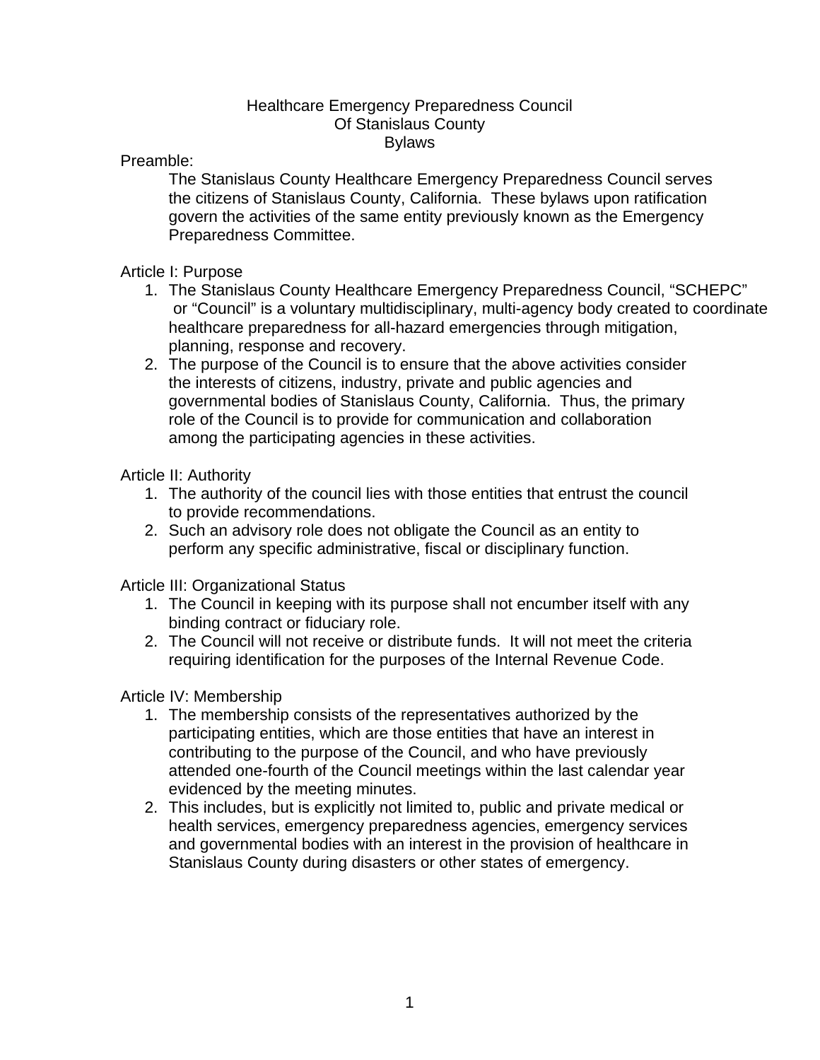# Healthcare Emergency Preparedness Council
# Of Stanislaus County
# Bylaws

## Preamble:

The Stanislaus County Healthcare Emergency Preparedness Council serves the citizens of Stanislaus County, California. These bylaws upon ratification govern the activities of the same entity previously known as the Emergency Preparedness Committee.

## Article I: Purpose

1. The Stanislaus County Healthcare Emergency Preparedness Council, "SCHEPC" or "Council" is a voluntary multidisciplinary, multi-agency body created to coordinate healthcare preparedness for all-hazard emergencies through mitigation, planning, response and recovery.
2. The purpose of the Council is to ensure that the above activities consider the interests of citizens, industry, private and public agencies and governmental bodies of Stanislaus County, California. Thus, the primary role of the Council is to provide for communication and collaboration among the participating agencies in these activities.

## Article II: Authority

1. The authority of the council lies with those entities that entrust the council to provide recommendations.
2. Such an advisory role does not obligate the Council as an entity to perform any specific administrative, fiscal or disciplinary function.

## Article III: Organizational Status

1. The Council in keeping with its purpose shall not encumber itself with any binding contract or fiduciary role.
2. The Council will not receive or distribute funds. It will not meet the criteria requiring identification for the purposes of the Internal Revenue Code.

## Article IV: Membership

1. The membership consists of the representatives authorized by the participating entities, which are those entities that have an interest in contributing to the purpose of the Council, and who have previously attended one-fourth of the Council meetings within the last calendar year evidenced by the meeting minutes.
2. This includes, but is explicitly not limited to, public and private medical or health services, emergency preparedness agencies, emergency services and governmental bodies with an interest in the provision of healthcare in Stanislaus County during disasters or other states of emergency.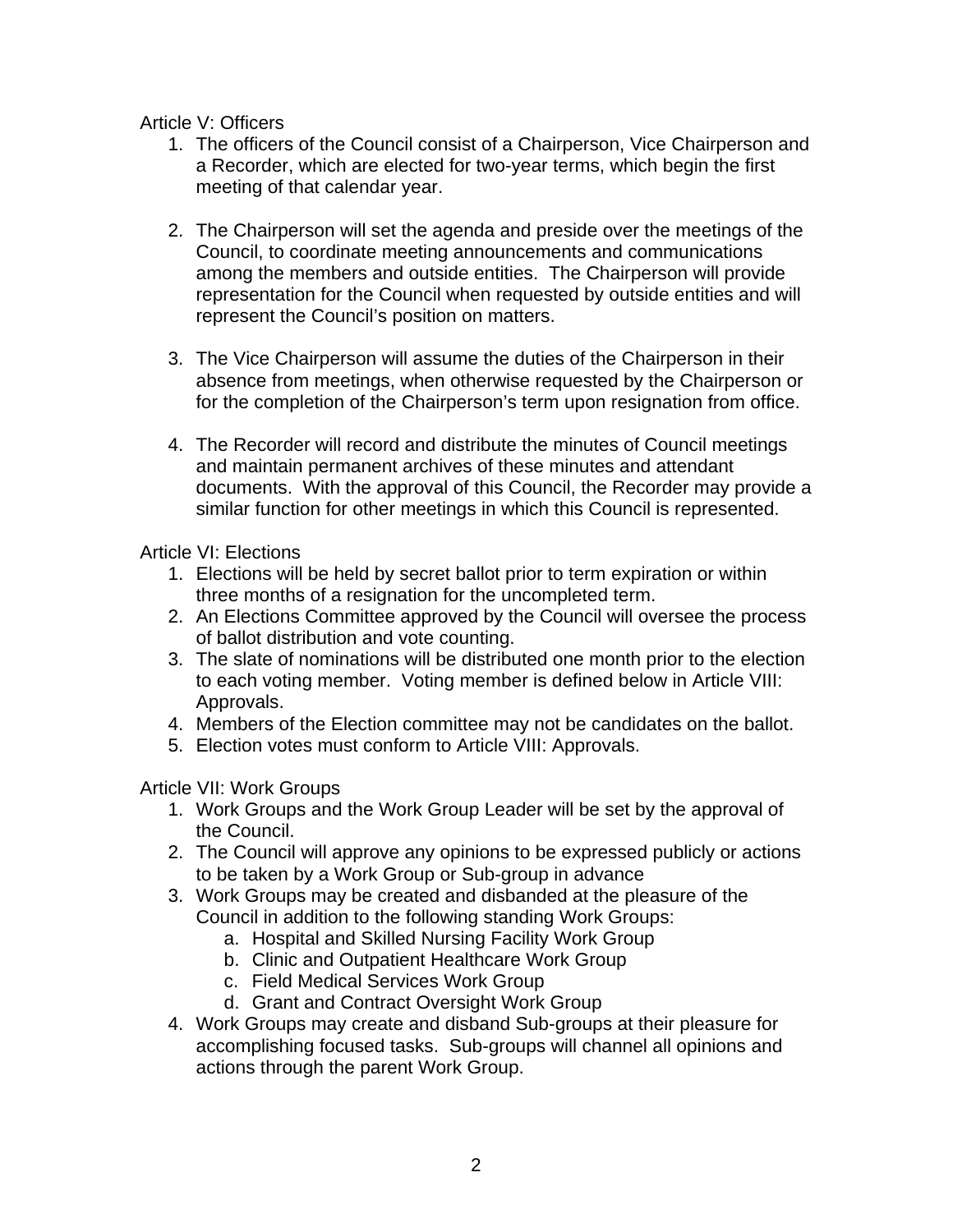Article V: Officers

1. The officers of the Council consist of a Chairperson, Vice Chairperson and a Recorder, which are elected for two-year terms, which begin the first meeting of that calendar year.

2. The Chairperson will set the agenda and preside over the meetings of the Council, to coordinate meeting announcements and communications among the members and outside entities. The Chairperson will provide representation for the Council when requested by outside entities and will represent the Council's position on matters.

3. The Vice Chairperson will assume the duties of the Chairperson in their absence from meetings, when otherwise requested by the Chairperson or for the completion of the Chairperson's term upon resignation from office.

4. The Recorder will record and distribute the minutes of Council meetings and maintain permanent archives of these minutes and attendant documents. With the approval of this Council, the Recorder may provide a similar function for other meetings in which this Council is represented.

Article VI: Elections

1. Elections will be held by secret ballot prior to term expiration or within three months of a resignation for the uncompleted term.
2. An Elections Committee approved by the Council will oversee the process of ballot distribution and vote counting.
3. The slate of nominations will be distributed one month prior to the election to each voting member. Voting member is defined below in Article VIII: Approvals.
4. Members of the Election committee may not be candidates on the ballot.
5. Election votes must conform to Article VIII: Approvals.

Article VII: Work Groups

1. Work Groups and the Work Group Leader will be set by the approval of the Council.
2. The Council will approve any opinions to be expressed publicly or actions to be taken by a Work Group or Sub-group in advance
3. Work Groups may be created and disbanded at the pleasure of the Council in addition to the following standing Work Groups:
   a. Hospital and Skilled Nursing Facility Work Group
   b. Clinic and Outpatient Healthcare Work Group
   c. Field Medical Services Work Group
   d. Grant and Contract Oversight Work Group
4. Work Groups may create and disband Sub-groups at their pleasure for accomplishing focused tasks. Sub-groups will channel all opinions and actions through the parent Work Group.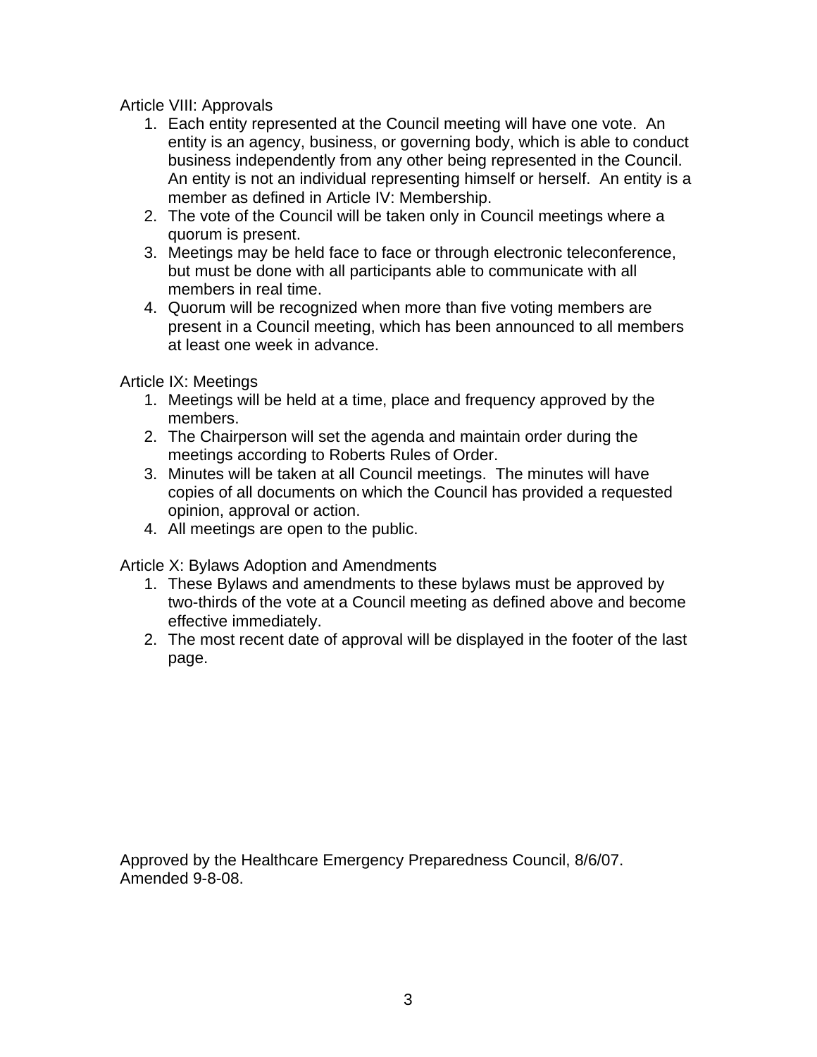Article VIII: Approvals

1. Each entity represented at the Council meeting will have one vote. An entity is an agency, business, or governing body, which is able to conduct business independently from any other being represented in the Council. An entity is not an individual representing himself or herself. An entity is a member as defined in Article IV: Membership.
2. The vote of the Council will be taken only in Council meetings where a quorum is present.
3. Meetings may be held face to face or through electronic teleconference, but must be done with all participants able to communicate with all members in real time.
4. Quorum will be recognized when more than five voting members are present in a Council meeting, which has been announced to all members at least one week in advance.

Article IX: Meetings

1. Meetings will be held at a time, place and frequency approved by the members.
2. The Chairperson will set the agenda and maintain order during the meetings according to Roberts Rules of Order.
3. Minutes will be taken at all Council meetings. The minutes will have copies of all documents on which the Council has provided a requested opinion, approval or action.
4. All meetings are open to the public.

Article X: Bylaws Adoption and Amendments

1. These Bylaws and amendments to these bylaws must be approved by two-thirds of the vote at a Council meeting as defined above and become effective immediately.
2. The most recent date of approval will be displayed in the footer of the last page.

Approved by the Healthcare Emergency Preparedness Council, 8/6/07.
Amended 9-8-08.